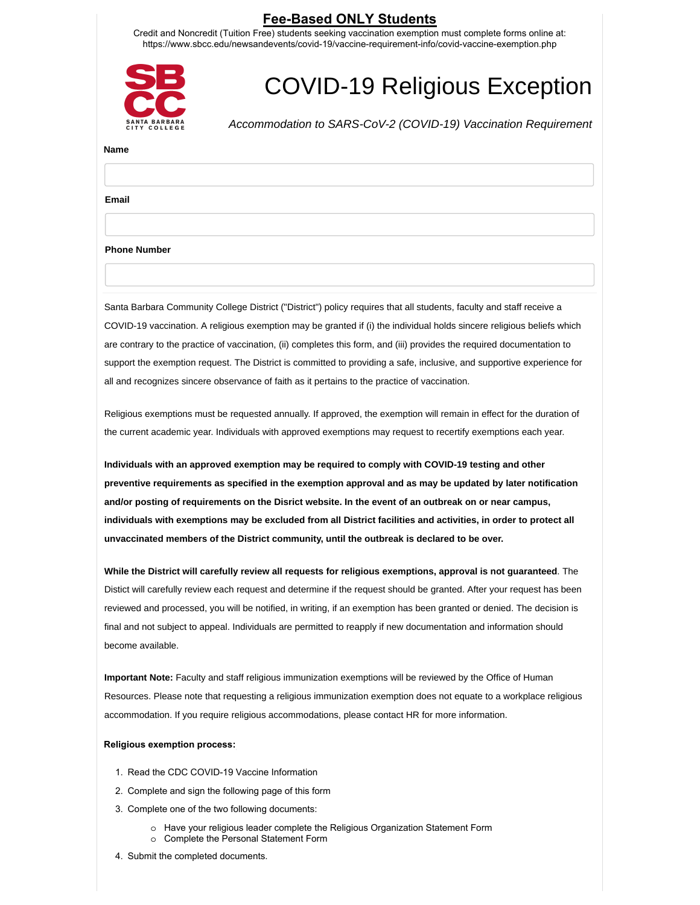# Fee-Based ONLY Students

Credit and Noncredit (Tuition Free) students seeking vaccination exemption must complete forms online at: https://www.sbcc.edu/newsandevents/covid-19/vaccine-requirement-info/covid-vaccine-exemption.php

SBCC SANTA BARBARA CITY COLLEGE

# COVID-19 Religious Exception

*Accommodation to SARS-CoV-2 (COVID-19) Vaccination Requirement*

**Name**

**Email**

**Phone Number**

Santa Barbara Community College District ("District") policy requires that all students, faculty and staff receive a COVID-19 vaccination. A religious exemption may be granted if (i) the individual holds sincere religious beliefs which are contrary to the practice of vaccination, (ii) completes this form, and (iii) provides the required documentation to support the exemption request. The District is committed to providing a safe, inclusive, and supportive experience for all and recognizes sincere observance of faith as it pertains to the practice of vaccination.

Religious exemptions must be requested annually. If approved, the exemption will remain in effect for the duration of the current academic year. Individuals with approved exemptions may request to recertify exemptions each year.

**Individuals with an approved exemption may be required to comply with COVID-19 testing and other preventive requirements as specified in the exemption approval and as may be updated by later notification and/or posting of requirements on the Disrict website. In the event of an outbreak on or near campus, individuals with exemptions may be excluded from all District facilities and activities, in order to protect all unvaccinated members of the District community, until the outbreak is declared to be over.**

**While the District will carefully review all requests for religious exemptions, approval is not guaranteed**. The Distict will carefully review each request and determine if the request should be granted. After your request has been reviewed and processed, you will be notified, in writing, if an exemption has been granted or denied. The decision is final and not subject to appeal. Individuals are permitted to reapply if new documentation and information should become available.

**Important Note:** Faculty and staff religious immunization exemptions will be reviewed by the Office of Human Resources. Please note that requesting a religious immunization exemption does not equate to a workplace religious accommodation. If you require religious accommodations, please contact HR for more information.

**Religious exemption process:**

1. Read the CDC COVID-19 Vaccine Information
2. Complete and sign the following page of this form
3. Complete one of the two following documents:
   - Have your religious leader complete the Religious Organization Statement Form
   - Complete the Personal Statement Form
4. Submit the completed documents.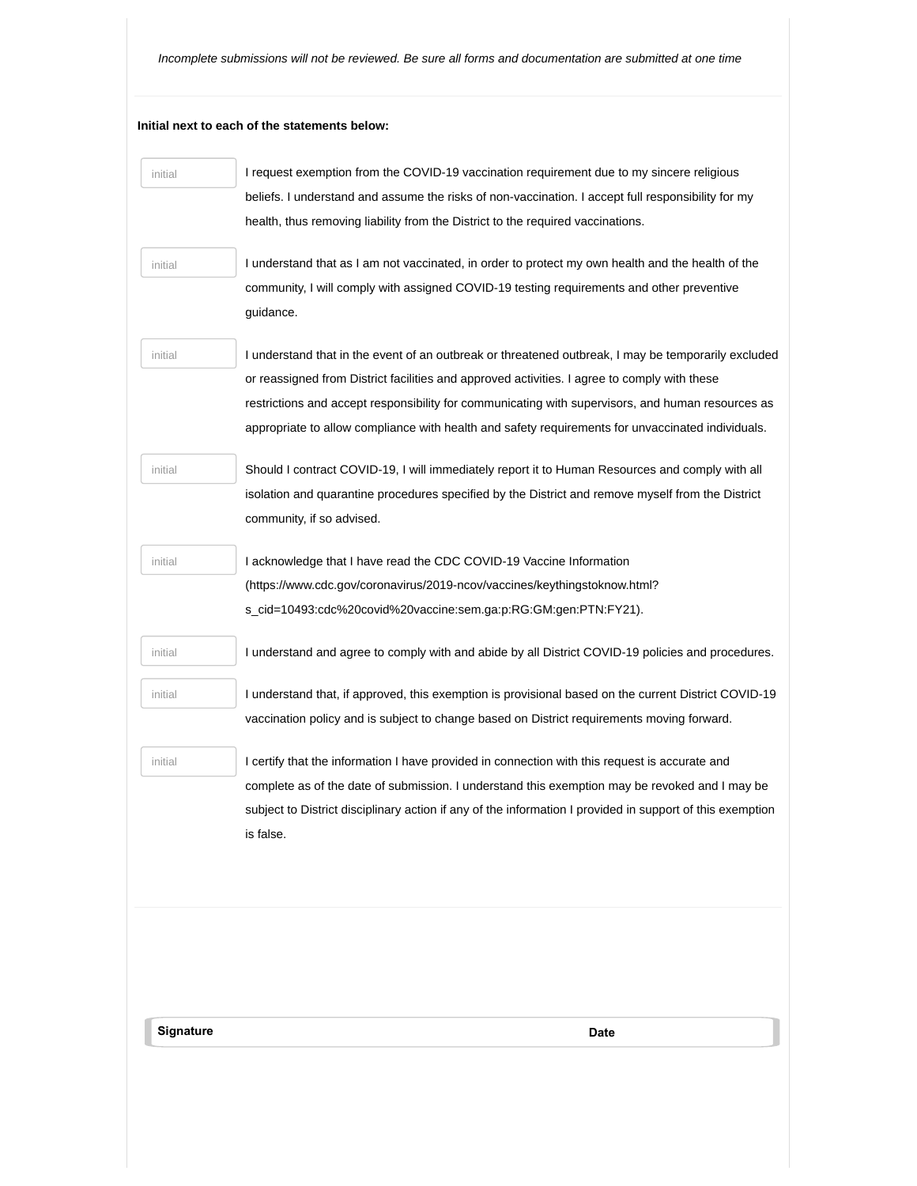*Incomplete submissions will not be reviewed. Be sure all forms and documentation are submitted at one time*

**Initial next to each of the statements below:**

| | |
|---|---|
| initial | I request exemption from the COVID-19 vaccination requirement due to my sincere religious beliefs. I understand and assume the risks of non-vaccination. I accept full responsibility for my health, thus removing liability from the District to the required vaccinations. |
| initial | I understand that as I am not vaccinated, in order to protect my own health and the health of the community, I will comply with assigned COVID-19 testing requirements and other preventive guidance. |
| initial | I understand that in the event of an outbreak or threatened outbreak, I may be temporarily excluded or reassigned from District facilities and approved activities. I agree to comply with these restrictions and accept responsibility for communicating with supervisors, and human resources as appropriate to allow compliance with health and safety requirements for unvaccinated individuals. |
| initial | Should I contract COVID-19, I will immediately report it to Human Resources and comply with all isolation and quarantine procedures specified by the District and remove myself from the District community, if so advised. |
| initial | I acknowledge that I have read the CDC COVID-19 Vaccine Information (https://www.cdc.gov/coronavirus/2019-ncov/vaccines/keythingstoknow.html?s_cid=10493:cdc%20covid%20vaccine:sem.ga:p:RG:GM:gen:PTN:FY21). |
| initial | I understand and agree to comply with and abide by all District COVID-19 policies and procedures. |
| initial | I understand that, if approved, this exemption is provisional based on the current District COVID-19 vaccination policy and is subject to change based on District requirements moving forward. |
| initial | I certify that the information I have provided in connection with this request is accurate and complete as of the date of submission. I understand this exemption may be revoked and I may be subject to District disciplinary action if any of the information I provided in support of this exemption is false. |

| Signature | Date |
|---|---|
| | |